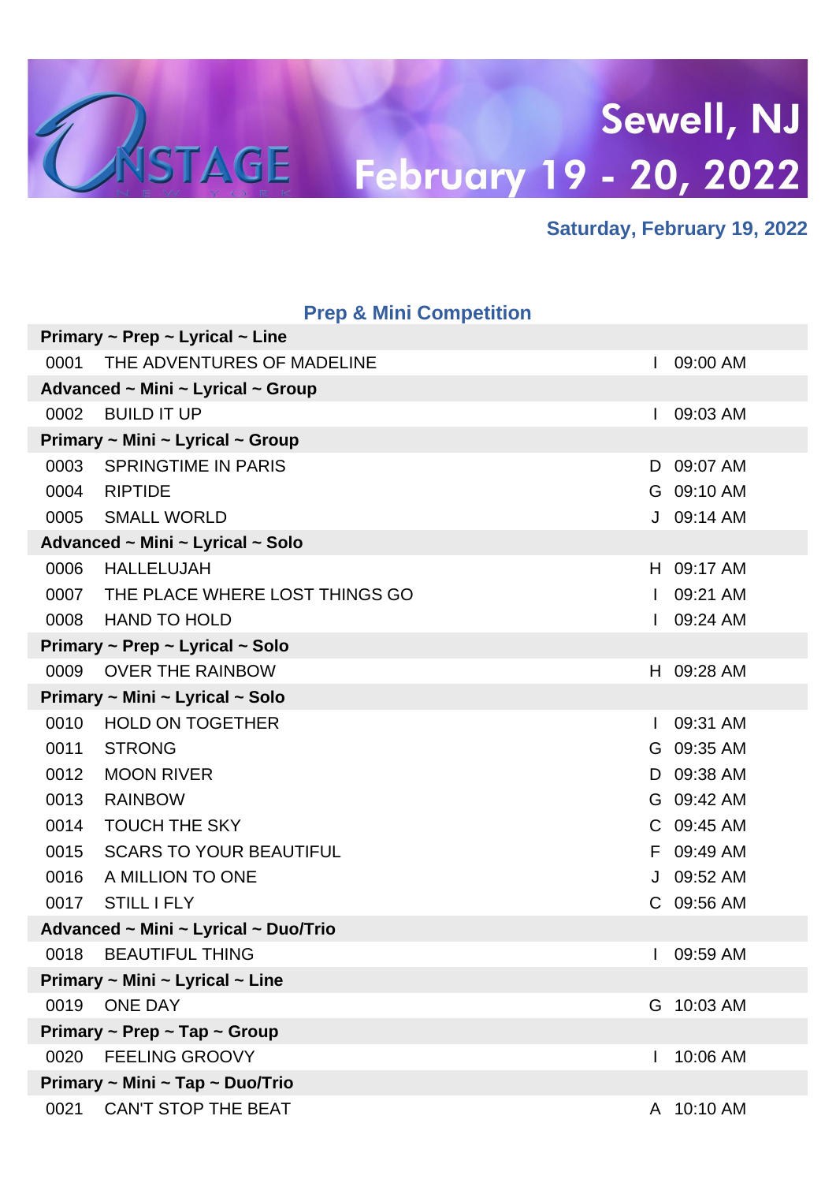# ONSTAGE NEW YORK

## Sewell, NJ
## February 19 - 20, 2022

**Saturday, February 19, 2022**

### Prep & Mini Competition

| # | Title | | Time |
|---|---|---|---|
| **Primary ~ Prep ~ Lyrical ~ Line** | | | |
| 0001 | THE ADVENTURES OF MADELINE | I | 09:00 AM |
| **Advanced ~ Mini ~ Lyrical ~ Group** | | | |
| 0002 | BUILD IT UP | I | 09:03 AM |
| **Primary ~ Mini ~ Lyrical ~ Group** | | | |
| 0003 | SPRINGTIME IN PARIS | D | 09:07 AM |
| 0004 | RIPTIDE | G | 09:10 AM |
| 0005 | SMALL WORLD | J | 09:14 AM |
| **Advanced ~ Mini ~ Lyrical ~ Solo** | | | |
| 0006 | HALLELUJAH | H | 09:17 AM |
| 0007 | THE PLACE WHERE LOST THINGS GO | I | 09:21 AM |
| 0008 | HAND TO HOLD | I | 09:24 AM |
| **Primary ~ Prep ~ Lyrical ~ Solo** | | | |
| 0009 | OVER THE RAINBOW | H | 09:28 AM |
| **Primary ~ Mini ~ Lyrical ~ Solo** | | | |
| 0010 | HOLD ON TOGETHER | I | 09:31 AM |
| 0011 | STRONG | G | 09:35 AM |
| 0012 | MOON RIVER | D | 09:38 AM |
| 0013 | RAINBOW | G | 09:42 AM |
| 0014 | TOUCH THE SKY | C | 09:45 AM |
| 0015 | SCARS TO YOUR BEAUTIFUL | F | 09:49 AM |
| 0016 | A MILLION TO ONE | J | 09:52 AM |
| 0017 | STILL I FLY | C | 09:56 AM |
| **Advanced ~ Mini ~ Lyrical ~ Duo/Trio** | | | |
| 0018 | BEAUTIFUL THING | I | 09:59 AM |
| **Primary ~ Mini ~ Lyrical ~ Line** | | | |
| 0019 | ONE DAY | G | 10:03 AM |
| **Primary ~ Prep ~ Tap ~ Group** | | | |
| 0020 | FEELING GROOVY | I | 10:06 AM |
| **Primary ~ Mini ~ Tap ~ Duo/Trio** | | | |
| 0021 | CAN'T STOP THE BEAT | A | 10:10 AM |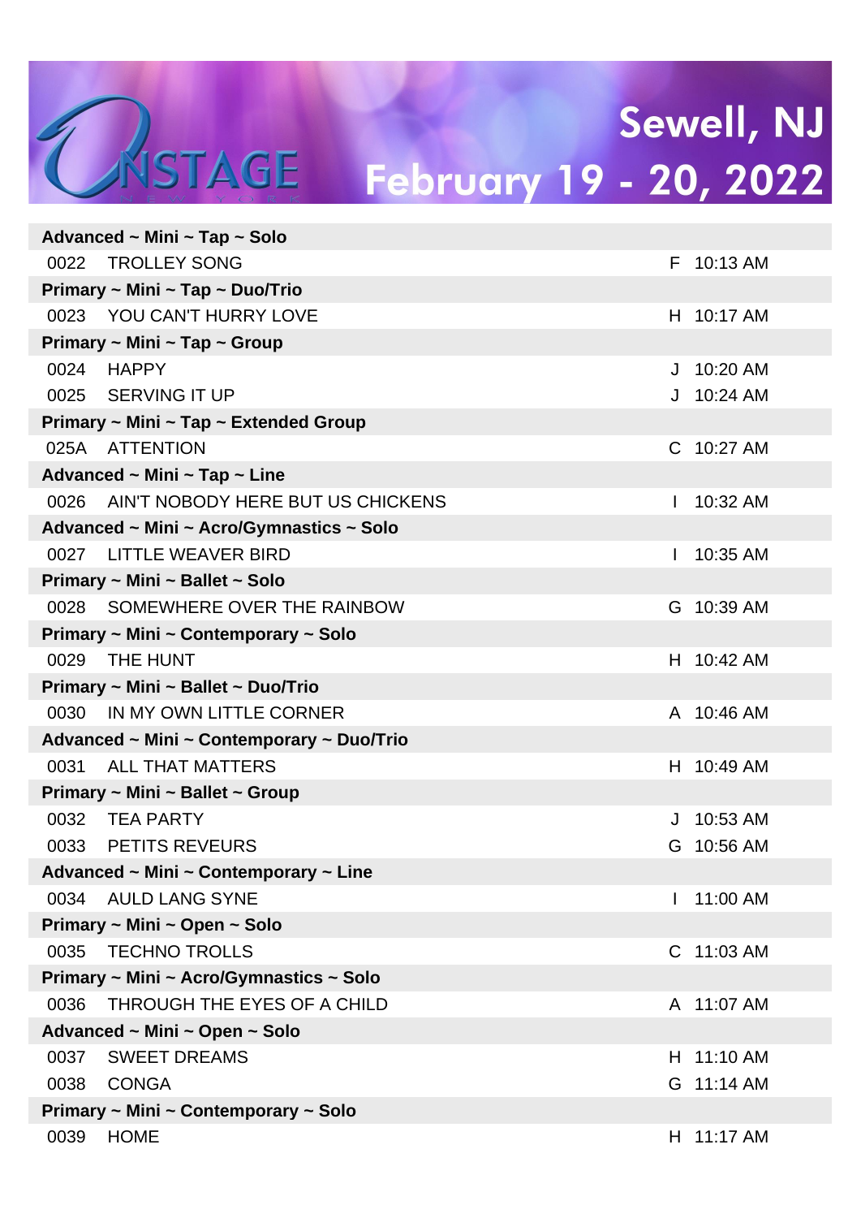# Sewell, NJ

## February 19 - 20, 2022

| | | | |
|---|---|---|---|
| **Advanced ~ Mini ~ Tap ~ Solo** | | | |
| 0022 | TROLLEY SONG | F | 10:13 AM |
| **Primary ~ Mini ~ Tap ~ Duo/Trio** | | | |
| 0023 | YOU CAN'T HURRY LOVE | H | 10:17 AM |
| **Primary ~ Mini ~ Tap ~ Group** | | | |
| 0024 | HAPPY | J | 10:20 AM |
| 0025 | SERVING IT UP | J | 10:24 AM |
| **Primary ~ Mini ~ Tap ~ Extended Group** | | | |
| 025A | ATTENTION | C | 10:27 AM |
| **Advanced ~ Mini ~ Tap ~ Line** | | | |
| 0026 | AIN'T NOBODY HERE BUT US CHICKENS | I | 10:32 AM |
| **Advanced ~ Mini ~ Acro/Gymnastics ~ Solo** | | | |
| 0027 | LITTLE WEAVER BIRD | I | 10:35 AM |
| **Primary ~ Mini ~ Ballet ~ Solo** | | | |
| 0028 | SOMEWHERE OVER THE RAINBOW | G | 10:39 AM |
| **Primary ~ Mini ~ Contemporary ~ Solo** | | | |
| 0029 | THE HUNT | H | 10:42 AM |
| **Primary ~ Mini ~ Ballet ~ Duo/Trio** | | | |
| 0030 | IN MY OWN LITTLE CORNER | A | 10:46 AM |
| **Advanced ~ Mini ~ Contemporary ~ Duo/Trio** | | | |
| 0031 | ALL THAT MATTERS | H | 10:49 AM |
| **Primary ~ Mini ~ Ballet ~ Group** | | | |
| 0032 | TEA PARTY | J | 10:53 AM |
| 0033 | PETITS REVEURS | G | 10:56 AM |
| **Advanced ~ Mini ~ Contemporary ~ Line** | | | |
| 0034 | AULD LANG SYNE | I | 11:00 AM |
| **Primary ~ Mini ~ Open ~ Solo** | | | |
| 0035 | TECHNO TROLLS | C | 11:03 AM |
| **Primary ~ Mini ~ Acro/Gymnastics ~ Solo** | | | |
| 0036 | THROUGH THE EYES OF A CHILD | A | 11:07 AM |
| **Advanced ~ Mini ~ Open ~ Solo** | | | |
| 0037 | SWEET DREAMS | H | 11:10 AM |
| 0038 | CONGA | G | 11:14 AM |
| **Primary ~ Mini ~ Contemporary ~ Solo** | | | |
| 0039 | HOME | H | 11:17 AM |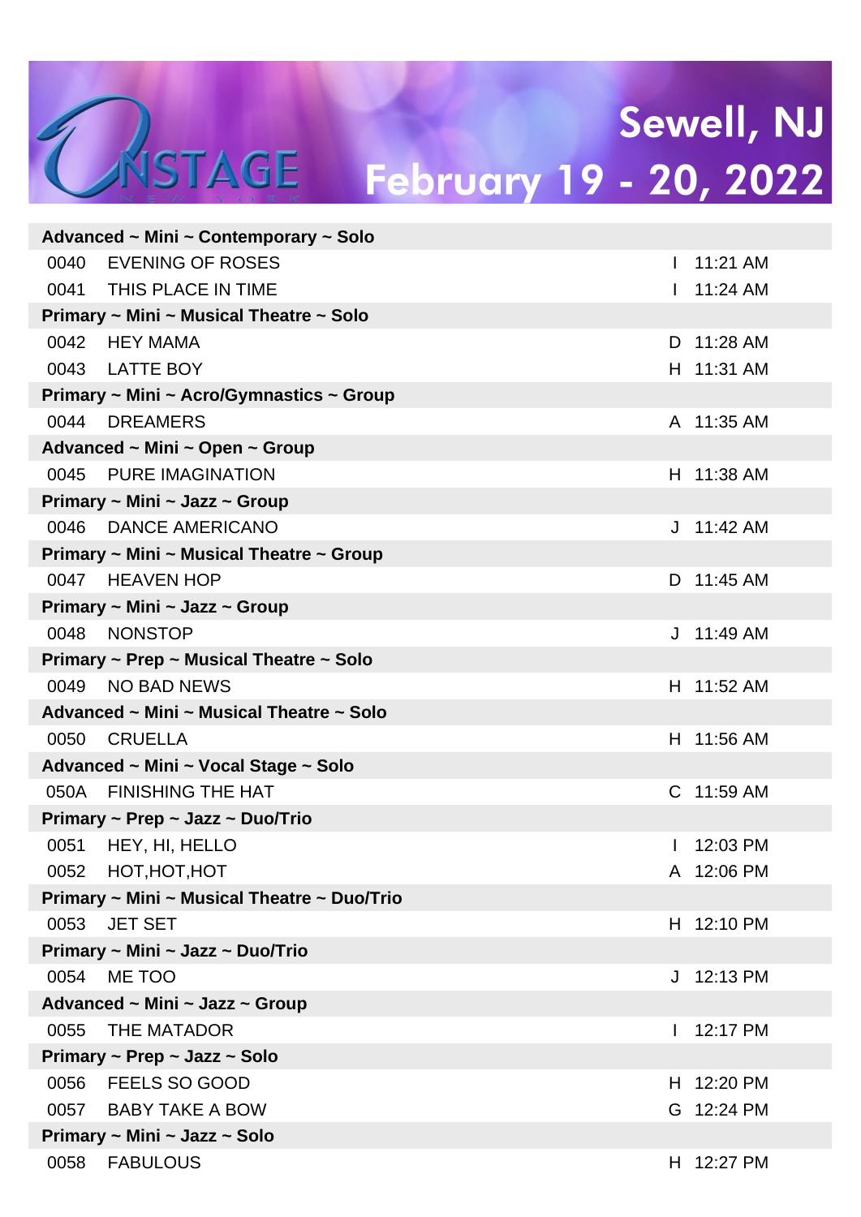OnStage New York

Sewell, NJ
February 19 - 20, 2022

| | | | |
|---|---|---|---|
| **Advanced ~ Mini ~ Contemporary ~ Solo** | | | |
| 0040 | EVENING OF ROSES | I | 11:21 AM |
| 0041 | THIS PLACE IN TIME | I | 11:24 AM |
| **Primary ~ Mini ~ Musical Theatre ~ Solo** | | | |
| 0042 | HEY MAMA | D | 11:28 AM |
| 0043 | LATTE BOY | H | 11:31 AM |
| **Primary ~ Mini ~ Acro/Gymnastics ~ Group** | | | |
| 0044 | DREAMERS | A | 11:35 AM |
| **Advanced ~ Mini ~ Open ~ Group** | | | |
| 0045 | PURE IMAGINATION | H | 11:38 AM |
| **Primary ~ Mini ~ Jazz ~ Group** | | | |
| 0046 | DANCE AMERICANO | J | 11:42 AM |
| **Primary ~ Mini ~ Musical Theatre ~ Group** | | | |
| 0047 | HEAVEN HOP | D | 11:45 AM |
| **Primary ~ Mini ~ Jazz ~ Group** | | | |
| 0048 | NONSTOP | J | 11:49 AM |
| **Primary ~ Prep ~ Musical Theatre ~ Solo** | | | |
| 0049 | NO BAD NEWS | H | 11:52 AM |
| **Advanced ~ Mini ~ Musical Theatre ~ Solo** | | | |
| 0050 | CRUELLA | H | 11:56 AM |
| **Advanced ~ Mini ~ Vocal Stage ~ Solo** | | | |
| 050A | FINISHING THE HAT | C | 11:59 AM |
| **Primary ~ Prep ~ Jazz ~ Duo/Trio** | | | |
| 0051 | HEY, HI, HELLO | I | 12:03 PM |
| 0052 | HOT,HOT,HOT | A | 12:06 PM |
| **Primary ~ Mini ~ Musical Theatre ~ Duo/Trio** | | | |
| 0053 | JET SET | H | 12:10 PM |
| **Primary ~ Mini ~ Jazz ~ Duo/Trio** | | | |
| 0054 | ME TOO | J | 12:13 PM |
| **Advanced ~ Mini ~ Jazz ~ Group** | | | |
| 0055 | THE MATADOR | I | 12:17 PM |
| **Primary ~ Prep ~ Jazz ~ Solo** | | | |
| 0056 | FEELS SO GOOD | H | 12:20 PM |
| 0057 | BABY TAKE A BOW | G | 12:24 PM |
| **Primary ~ Mini ~ Jazz ~ Solo** | | | |
| 0058 | FABULOUS | H | 12:27 PM |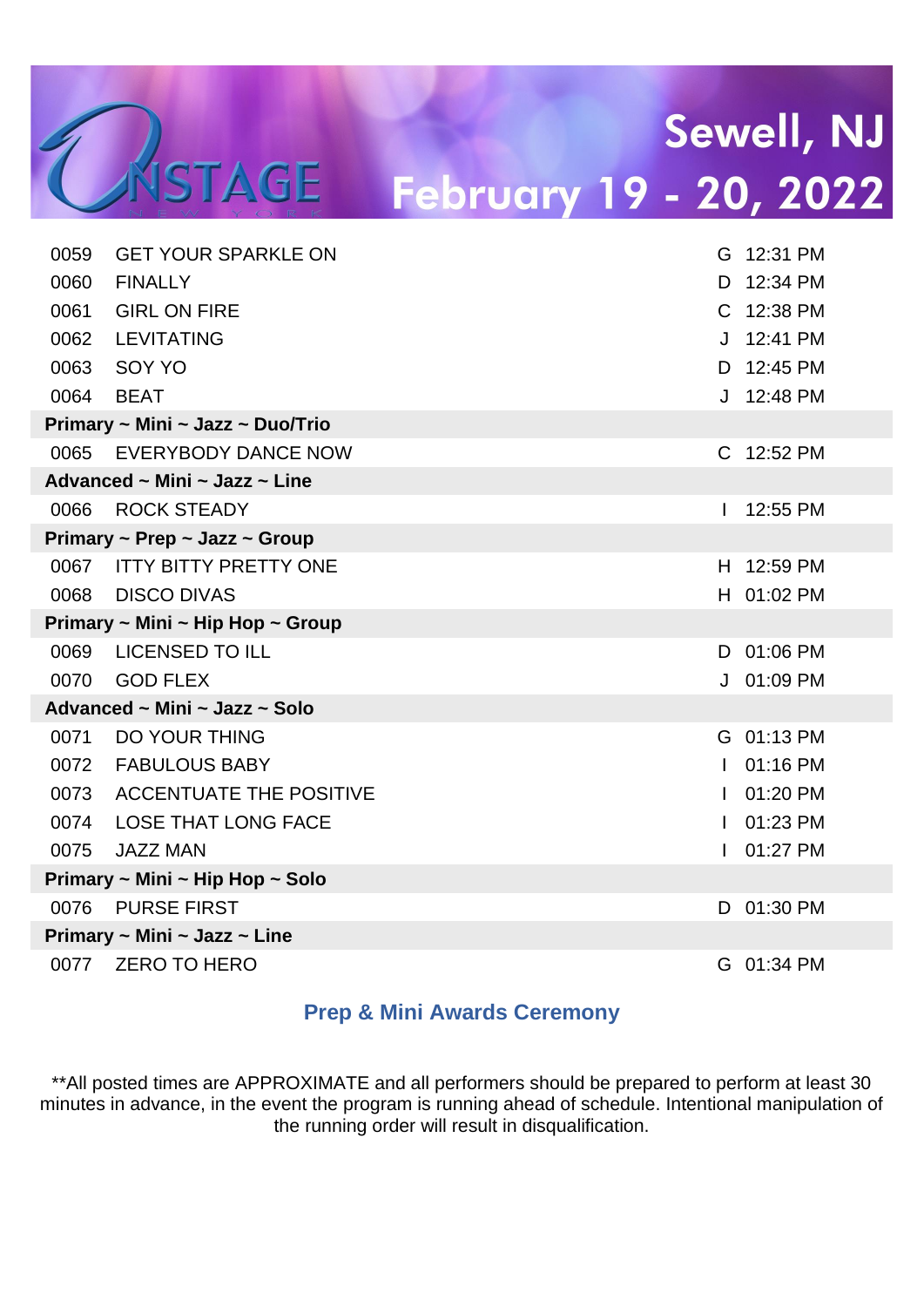| | | | |
|---|---|---|---|
| 0059 | GET YOUR SPARKLE ON | G | 12:31 PM |
| 0060 | FINALLY | D | 12:34 PM |
| 0061 | GIRL ON FIRE | C | 12:38 PM |
| 0062 | LEVITATING | J | 12:41 PM |
| 0063 | SOY YO | D | 12:45 PM |
| 0064 | BEAT | J | 12:48 PM |
| **Primary ~ Mini ~ Jazz ~ Duo/Trio** | | | |
| 0065 | EVERYBODY DANCE NOW | C | 12:52 PM |
| **Advanced ~ Mini ~ Jazz ~ Line** | | | |
| 0066 | ROCK STEADY | I | 12:55 PM |
| **Primary ~ Prep ~ Jazz ~ Group** | | | |
| 0067 | ITTY BITTY PRETTY ONE | H | 12:59 PM |
| 0068 | DISCO DIVAS | H | 01:02 PM |
| **Primary ~ Mini ~ Hip Hop ~ Group** | | | |
| 0069 | LICENSED TO ILL | D | 01:06 PM |
| 0070 | GOD FLEX | J | 01:09 PM |
| **Advanced ~ Mini ~ Jazz ~ Solo** | | | |
| 0071 | DO YOUR THING | G | 01:13 PM |
| 0072 | FABULOUS BABY | I | 01:16 PM |
| 0073 | ACCENTUATE THE POSITIVE | I | 01:20 PM |
| 0074 | LOSE THAT LONG FACE | I | 01:23 PM |
| 0075 | JAZZ MAN | I | 01:27 PM |
| **Primary ~ Mini ~ Hip Hop ~ Solo** | | | |
| 0076 | PURSE FIRST | D | 01:30 PM |
| **Primary ~ Mini ~ Jazz ~ Line** | | | |
| 0077 | ZERO TO HERO | G | 01:34 PM |

**Prep & Mini Awards Ceremony**

**All posted times are APPROXIMATE and all performers should be prepared to perform at least 30 minutes in advance, in the event the program is running ahead of schedule. Intentional manipulation of the running order will result in disqualification.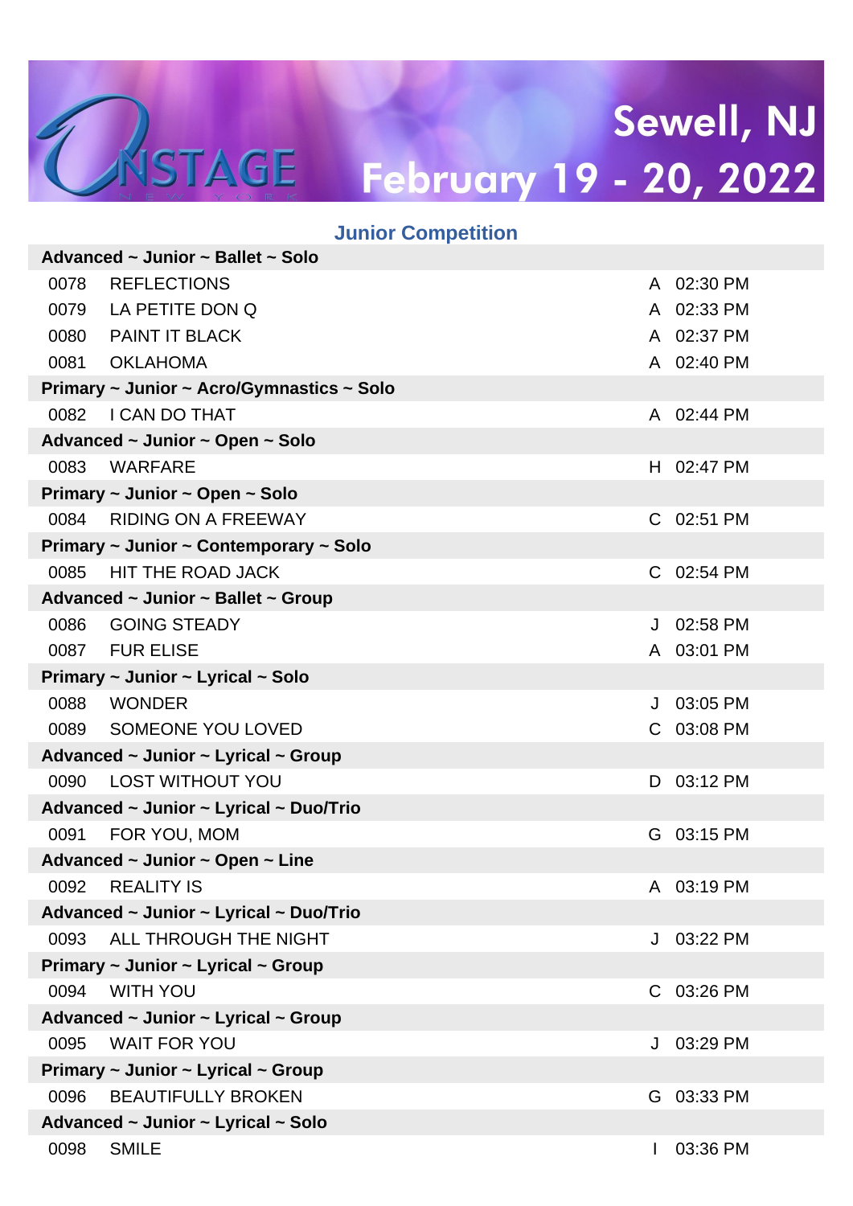Sewell, NJ
February 19 - 20, 2022

## Junior Competition

| | | | |
|---|---|---|---|
| **Advanced ~ Junior ~ Ballet ~ Solo** | | | |
| 0078 | REFLECTIONS | A | 02:30 PM |
| 0079 | LA PETITE DON Q | A | 02:33 PM |
| 0080 | PAINT IT BLACK | A | 02:37 PM |
| 0081 | OKLAHOMA | A | 02:40 PM |
| **Primary ~ Junior ~ Acro/Gymnastics ~ Solo** | | | |
| 0082 | I CAN DO THAT | A | 02:44 PM |
| **Advanced ~ Junior ~ Open ~ Solo** | | | |
| 0083 | WARFARE | H | 02:47 PM |
| **Primary ~ Junior ~ Open ~ Solo** | | | |
| 0084 | RIDING ON A FREEWAY | C | 02:51 PM |
| **Primary ~ Junior ~ Contemporary ~ Solo** | | | |
| 0085 | HIT THE ROAD JACK | C | 02:54 PM |
| **Advanced ~ Junior ~ Ballet ~ Group** | | | |
| 0086 | GOING STEADY | J | 02:58 PM |
| 0087 | FUR ELISE | A | 03:01 PM |
| **Primary ~ Junior ~ Lyrical ~ Solo** | | | |
| 0088 | WONDER | J | 03:05 PM |
| 0089 | SOMEONE YOU LOVED | C | 03:08 PM |
| **Advanced ~ Junior ~ Lyrical ~ Group** | | | |
| 0090 | LOST WITHOUT YOU | D | 03:12 PM |
| **Advanced ~ Junior ~ Lyrical ~ Duo/Trio** | | | |
| 0091 | FOR YOU, MOM | G | 03:15 PM |
| **Advanced ~ Junior ~ Open ~ Line** | | | |
| 0092 | REALITY IS | A | 03:19 PM |
| **Advanced ~ Junior ~ Lyrical ~ Duo/Trio** | | | |
| 0093 | ALL THROUGH THE NIGHT | J | 03:22 PM |
| **Primary ~ Junior ~ Lyrical ~ Group** | | | |
| 0094 | WITH YOU | C | 03:26 PM |
| **Advanced ~ Junior ~ Lyrical ~ Group** | | | |
| 0095 | WAIT FOR YOU | J | 03:29 PM |
| **Primary ~ Junior ~ Lyrical ~ Group** | | | |
| 0096 | BEAUTIFULLY BROKEN | G | 03:33 PM |
| **Advanced ~ Junior ~ Lyrical ~ Solo** | | | |
| 0098 | SMILE | I | 03:36 PM |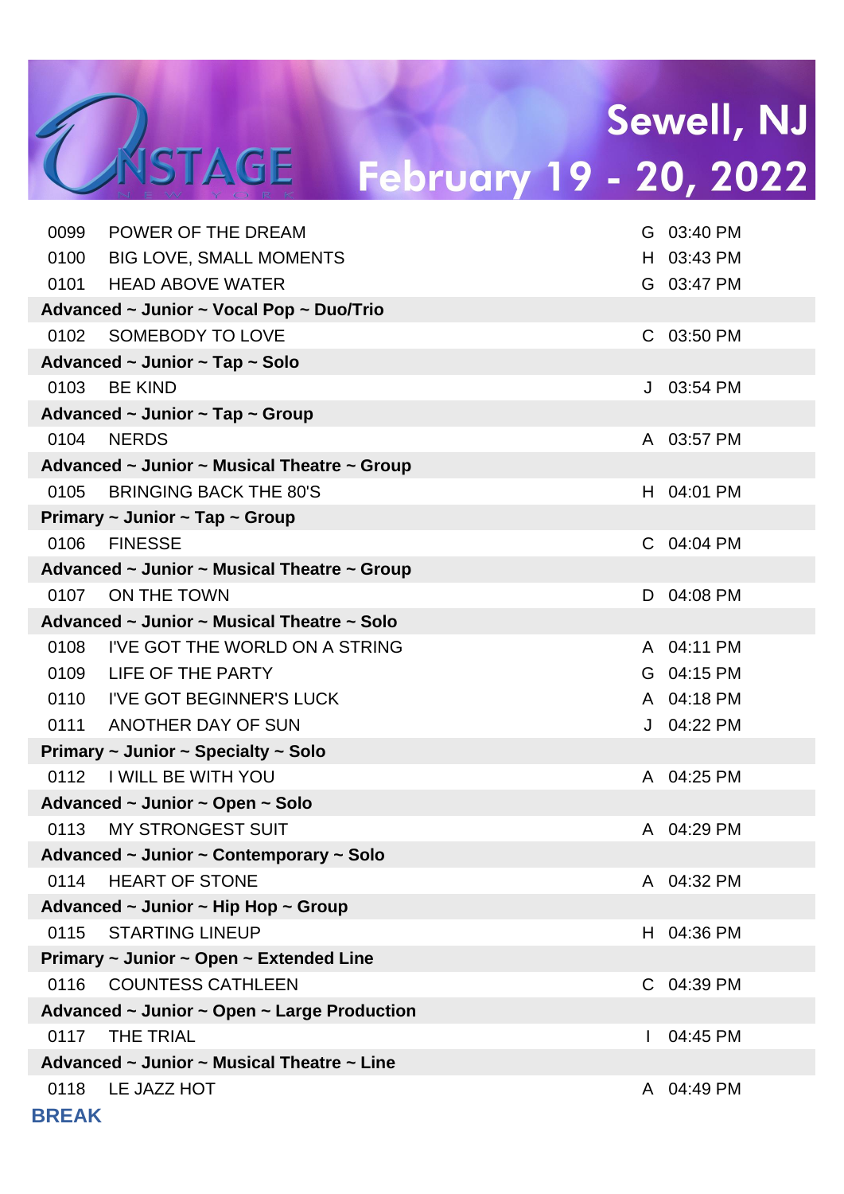| | | | |
|---|---|---|---|
| 0099 | POWER OF THE DREAM | G | 03:40 PM |
| 0100 | BIG LOVE, SMALL MOMENTS | H | 03:43 PM |
| 0101 | HEAD ABOVE WATER | G | 03:47 PM |
| **Advanced ~ Junior ~ Vocal Pop ~ Duo/Trio** | | | |
| 0102 | SOMEBODY TO LOVE | C | 03:50 PM |
| **Advanced ~ Junior ~ Tap ~ Solo** | | | |
| 0103 | BE KIND | J | 03:54 PM |
| **Advanced ~ Junior ~ Tap ~ Group** | | | |
| 0104 | NERDS | A | 03:57 PM |
| **Advanced ~ Junior ~ Musical Theatre ~ Group** | | | |
| 0105 | BRINGING BACK THE 80'S | H | 04:01 PM |
| **Primary ~ Junior ~ Tap ~ Group** | | | |
| 0106 | FINESSE | C | 04:04 PM |
| **Advanced ~ Junior ~ Musical Theatre ~ Group** | | | |
| 0107 | ON THE TOWN | D | 04:08 PM |
| **Advanced ~ Junior ~ Musical Theatre ~ Solo** | | | |
| 0108 | I'VE GOT THE WORLD ON A STRING | A | 04:11 PM |
| 0109 | LIFE OF THE PARTY | G | 04:15 PM |
| 0110 | I'VE GOT BEGINNER'S LUCK | A | 04:18 PM |
| 0111 | ANOTHER DAY OF SUN | J | 04:22 PM |
| **Primary ~ Junior ~ Specialty ~ Solo** | | | |
| 0112 | I WILL BE WITH YOU | A | 04:25 PM |
| **Advanced ~ Junior ~ Open ~ Solo** | | | |
| 0113 | MY STRONGEST SUIT | A | 04:29 PM |
| **Advanced ~ Junior ~ Contemporary ~ Solo** | | | |
| 0114 | HEART OF STONE | A | 04:32 PM |
| **Advanced ~ Junior ~ Hip Hop ~ Group** | | | |
| 0115 | STARTING LINEUP | H | 04:36 PM |
| **Primary ~ Junior ~ Open ~ Extended Line** | | | |
| 0116 | COUNTESS CATHLEEN | C | 04:39 PM |
| **Advanced ~ Junior ~ Open ~ Large Production** | | | |
| 0117 | THE TRIAL | I | 04:45 PM |
| **Advanced ~ Junior ~ Musical Theatre ~ Line** | | | |
| 0118 | LE JAZZ HOT | A | 04:49 PM |

**BREAK**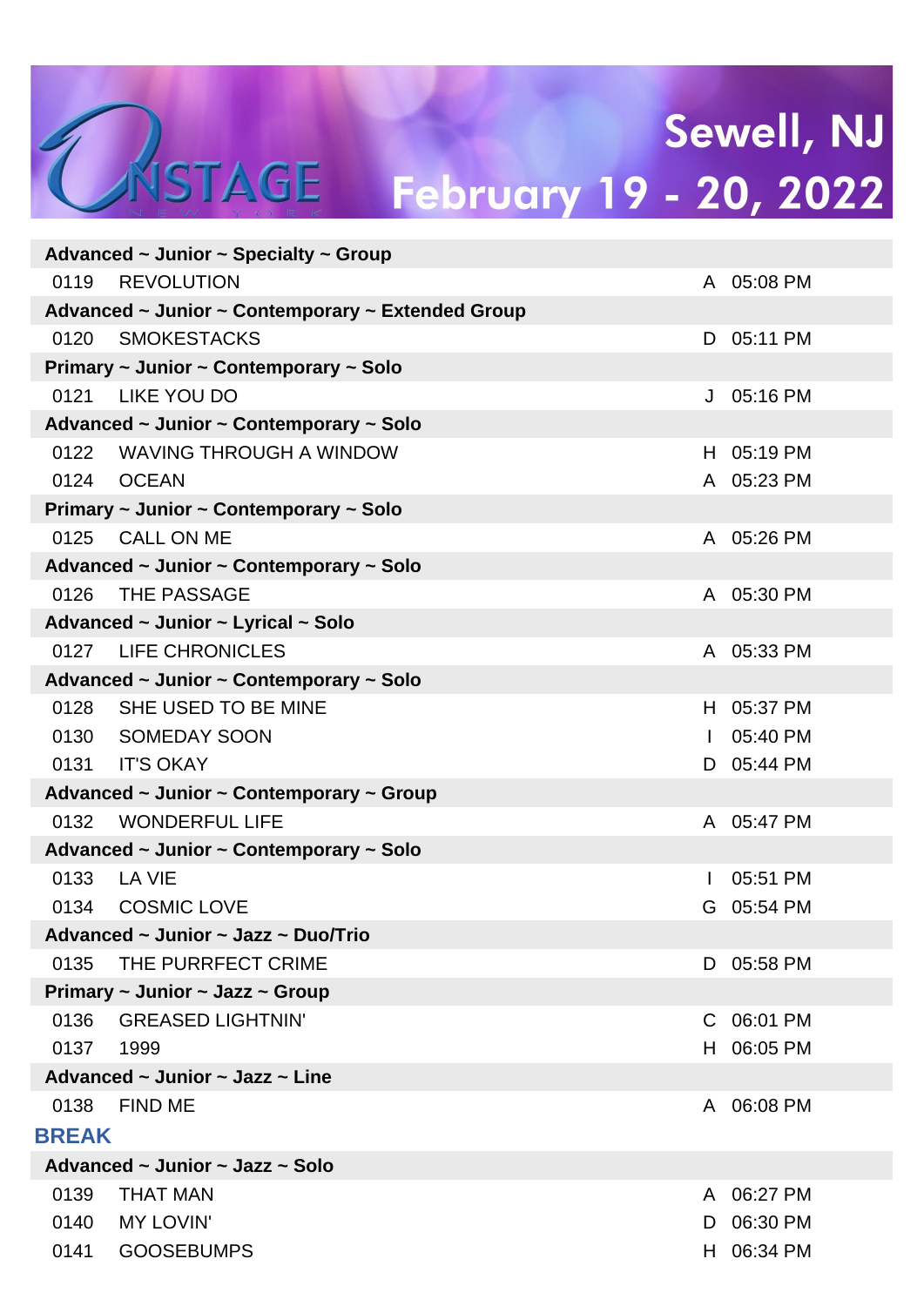# Sewell, NJ

## February 19 - 20, 2022

**Advanced ~ Junior ~ Specialty ~ Group**

| | | | |
|---|---|---|---|
| 0119 | REVOLUTION | A | 05:08 PM |

**Advanced ~ Junior ~ Contemporary ~ Extended Group**

| | | | |
|---|---|---|---|
| 0120 | SMOKESTACKS | D | 05:11 PM |

**Primary ~ Junior ~ Contemporary ~ Solo**

| | | | |
|---|---|---|---|
| 0121 | LIKE YOU DO | J | 05:16 PM |

**Advanced ~ Junior ~ Contemporary ~ Solo**

| | | | |
|---|---|---|---|
| 0122 | WAVING THROUGH A WINDOW | H | 05:19 PM |
| 0124 | OCEAN | A | 05:23 PM |

**Primary ~ Junior ~ Contemporary ~ Solo**

| | | | |
|---|---|---|---|
| 0125 | CALL ON ME | A | 05:26 PM |

**Advanced ~ Junior ~ Contemporary ~ Solo**

| | | | |
|---|---|---|---|
| 0126 | THE PASSAGE | A | 05:30 PM |

**Advanced ~ Junior ~ Lyrical ~ Solo**

| | | | |
|---|---|---|---|
| 0127 | LIFE CHRONICLES | A | 05:33 PM |

**Advanced ~ Junior ~ Contemporary ~ Solo**

| | | | |
|---|---|---|---|
| 0128 | SHE USED TO BE MINE | H | 05:37 PM |
| 0130 | SOMEDAY SOON | I | 05:40 PM |
| 0131 | IT'S OKAY | D | 05:44 PM |

**Advanced ~ Junior ~ Contemporary ~ Group**

| | | | |
|---|---|---|---|
| 0132 | WONDERFUL LIFE | A | 05:47 PM |

**Advanced ~ Junior ~ Contemporary ~ Solo**

| | | | |
|---|---|---|---|
| 0133 | LA VIE | I | 05:51 PM |
| 0134 | COSMIC LOVE | G | 05:54 PM |

**Advanced ~ Junior ~ Jazz ~ Duo/Trio**

| | | | |
|---|---|---|---|
| 0135 | THE PURRFECT CRIME | D | 05:58 PM |

**Primary ~ Junior ~ Jazz ~ Group**

| | | | |
|---|---|---|---|
| 0136 | GREASED LIGHTNIN' | C | 06:01 PM |
| 0137 | 1999 | H | 06:05 PM |

**Advanced ~ Junior ~ Jazz ~ Line**

| | | | |
|---|---|---|---|
| 0138 | FIND ME | A | 06:08 PM |

**BREAK**

**Advanced ~ Junior ~ Jazz ~ Solo**

| | | | |
|---|---|---|---|
| 0139 | THAT MAN | A | 06:27 PM |
| 0140 | MY LOVIN' | D | 06:30 PM |
| 0141 | GOOSEBUMPS | H | 06:34 PM |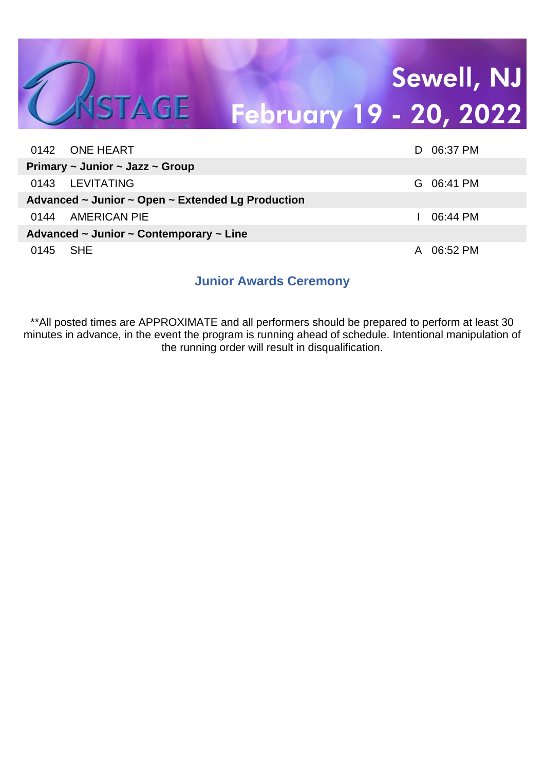| | | | |
|---|---|---|---|
| 0142 | ONE HEART | D | 06:37 PM |
| **Primary ~ Junior ~ Jazz ~ Group** | | | |
| 0143 | LEVITATING | G | 06:41 PM |
| **Advanced ~ Junior ~ Open ~ Extended Lg Production** | | | |
| 0144 | AMERICAN PIE | I | 06:44 PM |
| **Advanced ~ Junior ~ Contemporary ~ Line** | | | |
| 0145 | SHE | A | 06:52 PM |

**Junior Awards Ceremony**

**All posted times are APPROXIMATE and all performers should be prepared to perform at least 30 minutes in advance, in the event the program is running ahead of schedule. Intentional manipulation of the running order will result in disqualification.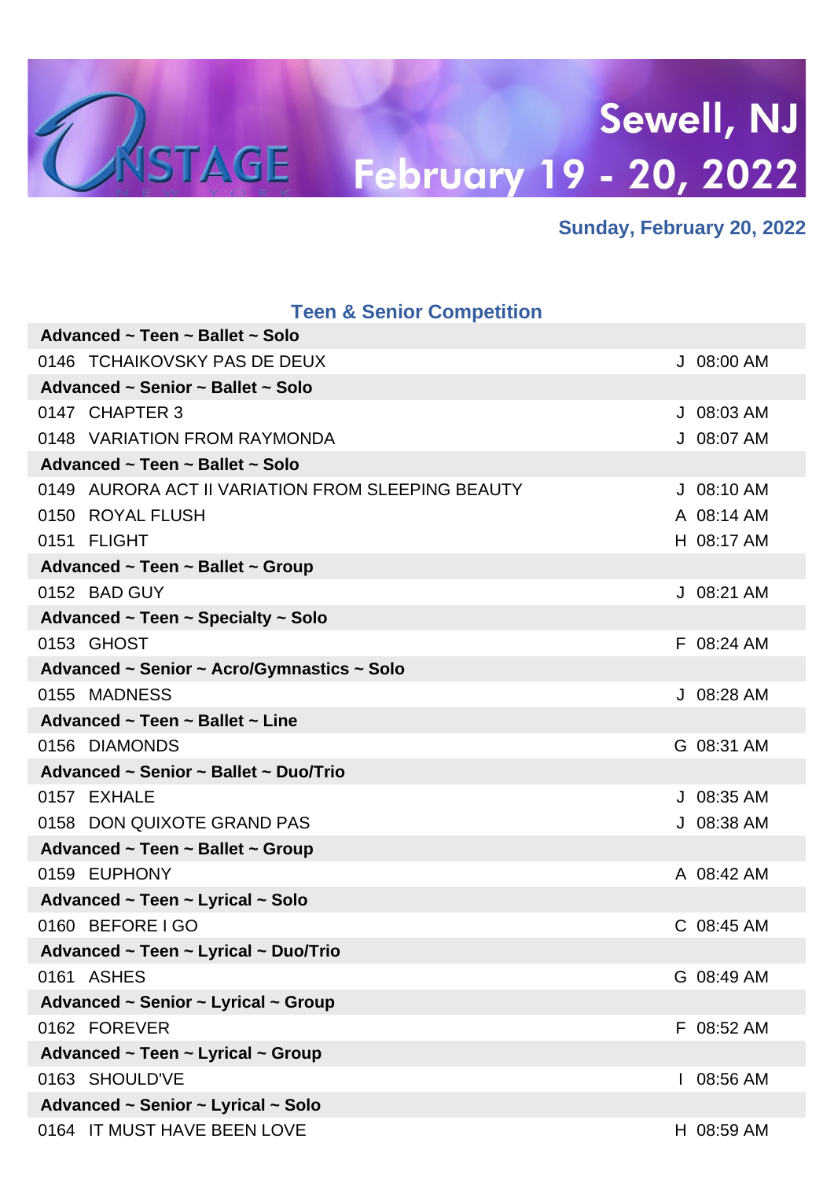# Sewell, NJ

## February 19 - 20, 2022

**Sunday, February 20, 2022**

### Teen & Senior Competition

| | | | |
|---|---|---|---|
| **Advanced ~ Teen ~ Ballet ~ Solo** | | | |
| 0146 | TCHAIKOVSKY PAS DE DEUX | J | 08:00 AM |
| **Advanced ~ Senior ~ Ballet ~ Solo** | | | |
| 0147 | CHAPTER 3 | J | 08:03 AM |
| 0148 | VARIATION FROM RAYMONDA | J | 08:07 AM |
| **Advanced ~ Teen ~ Ballet ~ Solo** | | | |
| 0149 | AURORA ACT II VARIATION FROM SLEEPING BEAUTY | J | 08:10 AM |
| 0150 | ROYAL FLUSH | A | 08:14 AM |
| 0151 | FLIGHT | H | 08:17 AM |
| **Advanced ~ Teen ~ Ballet ~ Group** | | | |
| 0152 | BAD GUY | J | 08:21 AM |
| **Advanced ~ Teen ~ Specialty ~ Solo** | | | |
| 0153 | GHOST | F | 08:24 AM |
| **Advanced ~ Senior ~ Acro/Gymnastics ~ Solo** | | | |
| 0155 | MADNESS | J | 08:28 AM |
| **Advanced ~ Teen ~ Ballet ~ Line** | | | |
| 0156 | DIAMONDS | G | 08:31 AM |
| **Advanced ~ Senior ~ Ballet ~ Duo/Trio** | | | |
| 0157 | EXHALE | J | 08:35 AM |
| 0158 | DON QUIXOTE GRAND PAS | J | 08:38 AM |
| **Advanced ~ Teen ~ Ballet ~ Group** | | | |
| 0159 | EUPHONY | A | 08:42 AM |
| **Advanced ~ Teen ~ Lyrical ~ Solo** | | | |
| 0160 | BEFORE I GO | C | 08:45 AM |
| **Advanced ~ Teen ~ Lyrical ~ Duo/Trio** | | | |
| 0161 | ASHES | G | 08:49 AM |
| **Advanced ~ Senior ~ Lyrical ~ Group** | | | |
| 0162 | FOREVER | F | 08:52 AM |
| **Advanced ~ Teen ~ Lyrical ~ Group** | | | |
| 0163 | SHOULD'VE | I | 08:56 AM |
| **Advanced ~ Senior ~ Lyrical ~ Solo** | | | |
| 0164 | IT MUST HAVE BEEN LOVE | H | 08:59 AM |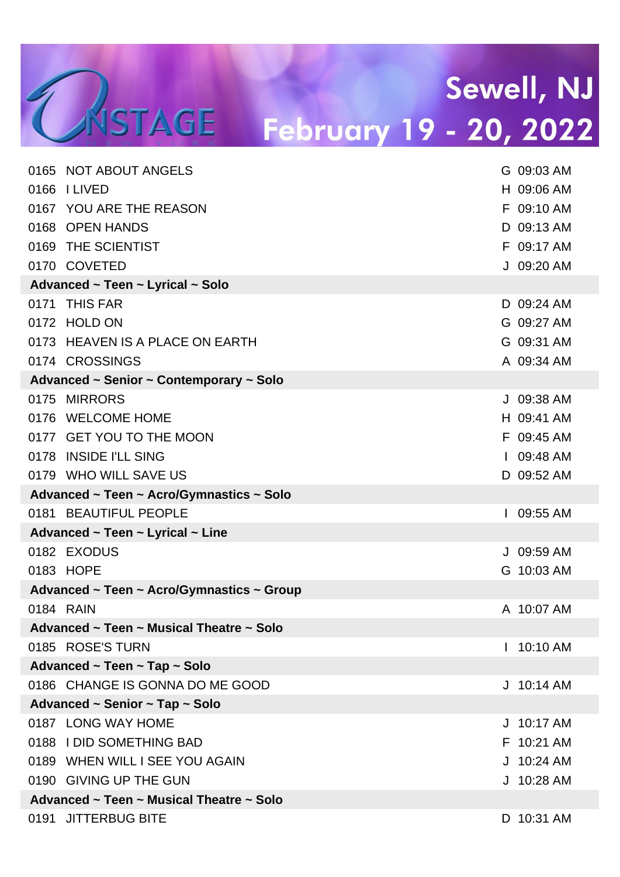0165 NOT ABOUT ANGELS G 09:03 AM
0166 I LIVED H 09:06 AM
0167 YOU ARE THE REASON F 09:10 AM
0168 OPEN HANDS D 09:13 AM
0169 THE SCIENTIST F 09:17 AM
0170 COVETED J 09:20 AM

**Advanced ~ Teen ~ Lyrical ~ Solo**

0171 THIS FAR D 09:24 AM
0172 HOLD ON G 09:27 AM
0173 HEAVEN IS A PLACE ON EARTH G 09:31 AM
0174 CROSSINGS A 09:34 AM

**Advanced ~ Senior ~ Contemporary ~ Solo**

0175 MIRRORS J 09:38 AM
0176 WELCOME HOME H 09:41 AM
0177 GET YOU TO THE MOON F 09:45 AM
0178 INSIDE I'LL SING I 09:48 AM
0179 WHO WILL SAVE US D 09:52 AM

**Advanced ~ Teen ~ Acro/Gymnastics ~ Solo**

0181 BEAUTIFUL PEOPLE I 09:55 AM

**Advanced ~ Teen ~ Lyrical ~ Line**

0182 EXODUS J 09:59 AM
0183 HOPE G 10:03 AM

**Advanced ~ Teen ~ Acro/Gymnastics ~ Group**

0184 RAIN A 10:07 AM

**Advanced ~ Teen ~ Musical Theatre ~ Solo**

0185 ROSE'S TURN I 10:10 AM

**Advanced ~ Teen ~ Tap ~ Solo**

0186 CHANGE IS GONNA DO ME GOOD J 10:14 AM

**Advanced ~ Senior ~ Tap ~ Solo**

0187 LONG WAY HOME J 10:17 AM
0188 I DID SOMETHING BAD F 10:21 AM
0189 WHEN WILL I SEE YOU AGAIN J 10:24 AM
0190 GIVING UP THE GUN J 10:28 AM

**Advanced ~ Teen ~ Musical Theatre ~ Solo**

0191 JITTERBUG BITE D 10:31 AM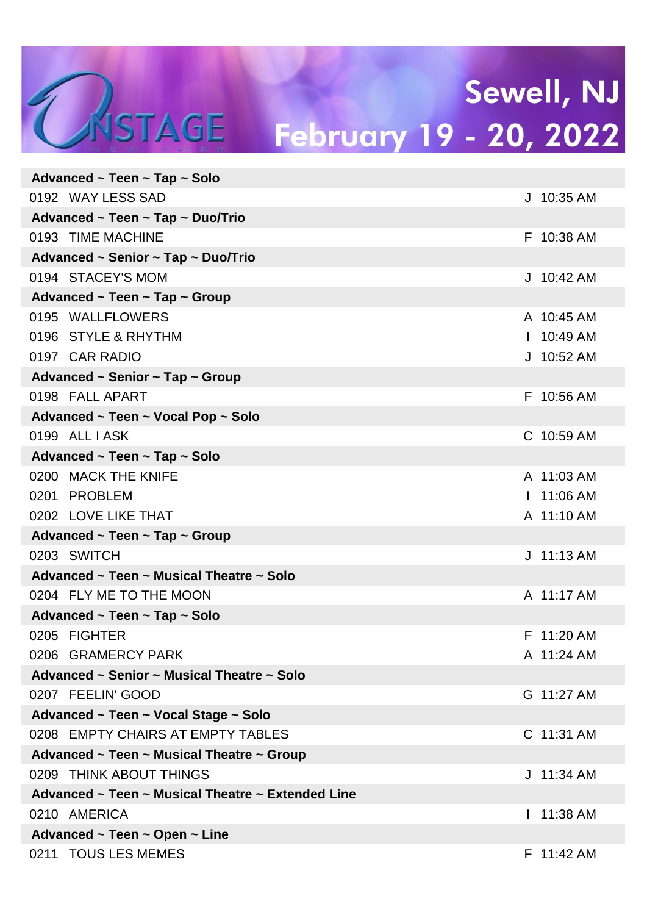# Sewell, NJ

## February 19 - 20, 2022

**Advanced ~ Teen ~ Tap ~ Solo**

| | | |
|---|---|---|
| 0192 | WAY LESS SAD | J 10:35 AM |

**Advanced ~ Teen ~ Tap ~ Duo/Trio**

| | | |
|---|---|---|
| 0193 | TIME MACHINE | F 10:38 AM |

**Advanced ~ Senior ~ Tap ~ Duo/Trio**

| | | |
|---|---|---|
| 0194 | STACEY'S MOM | J 10:42 AM |

**Advanced ~ Teen ~ Tap ~ Group**

| | | |
|---|---|---|
| 0195 | WALLFLOWERS | A 10:45 AM |
| 0196 | STYLE & RHYTHM | I 10:49 AM |
| 0197 | CAR RADIO | J 10:52 AM |

**Advanced ~ Senior ~ Tap ~ Group**

| | | |
|---|---|---|
| 0198 | FALL APART | F 10:56 AM |

**Advanced ~ Teen ~ Vocal Pop ~ Solo**

| | | |
|---|---|---|
| 0199 | ALL I ASK | C 10:59 AM |

**Advanced ~ Teen ~ Tap ~ Solo**

| | | |
|---|---|---|
| 0200 | MACK THE KNIFE | A 11:03 AM |
| 0201 | PROBLEM | I 11:06 AM |
| 0202 | LOVE LIKE THAT | A 11:10 AM |

**Advanced ~ Teen ~ Tap ~ Group**

| | | |
|---|---|---|
| 0203 | SWITCH | J 11:13 AM |

**Advanced ~ Teen ~ Musical Theatre ~ Solo**

| | | |
|---|---|---|
| 0204 | FLY ME TO THE MOON | A 11:17 AM |

**Advanced ~ Teen ~ Tap ~ Solo**

| | | |
|---|---|---|
| 0205 | FIGHTER | F 11:20 AM |
| 0206 | GRAMERCY PARK | A 11:24 AM |

**Advanced ~ Senior ~ Musical Theatre ~ Solo**

| | | |
|---|---|---|
| 0207 | FEELIN' GOOD | G 11:27 AM |

**Advanced ~ Teen ~ Vocal Stage ~ Solo**

| | | |
|---|---|---|
| 0208 | EMPTY CHAIRS AT EMPTY TABLES | C 11:31 AM |

**Advanced ~ Teen ~ Musical Theatre ~ Group**

| | | |
|---|---|---|
| 0209 | THINK ABOUT THINGS | J 11:34 AM |

**Advanced ~ Teen ~ Musical Theatre ~ Extended Line**

| | | |
|---|---|---|
| 0210 | AMERICA | I 11:38 AM |

**Advanced ~ Teen ~ Open ~ Line**

| | | |
|---|---|---|
| 0211 | TOUS LES MEMES | F 11:42 AM |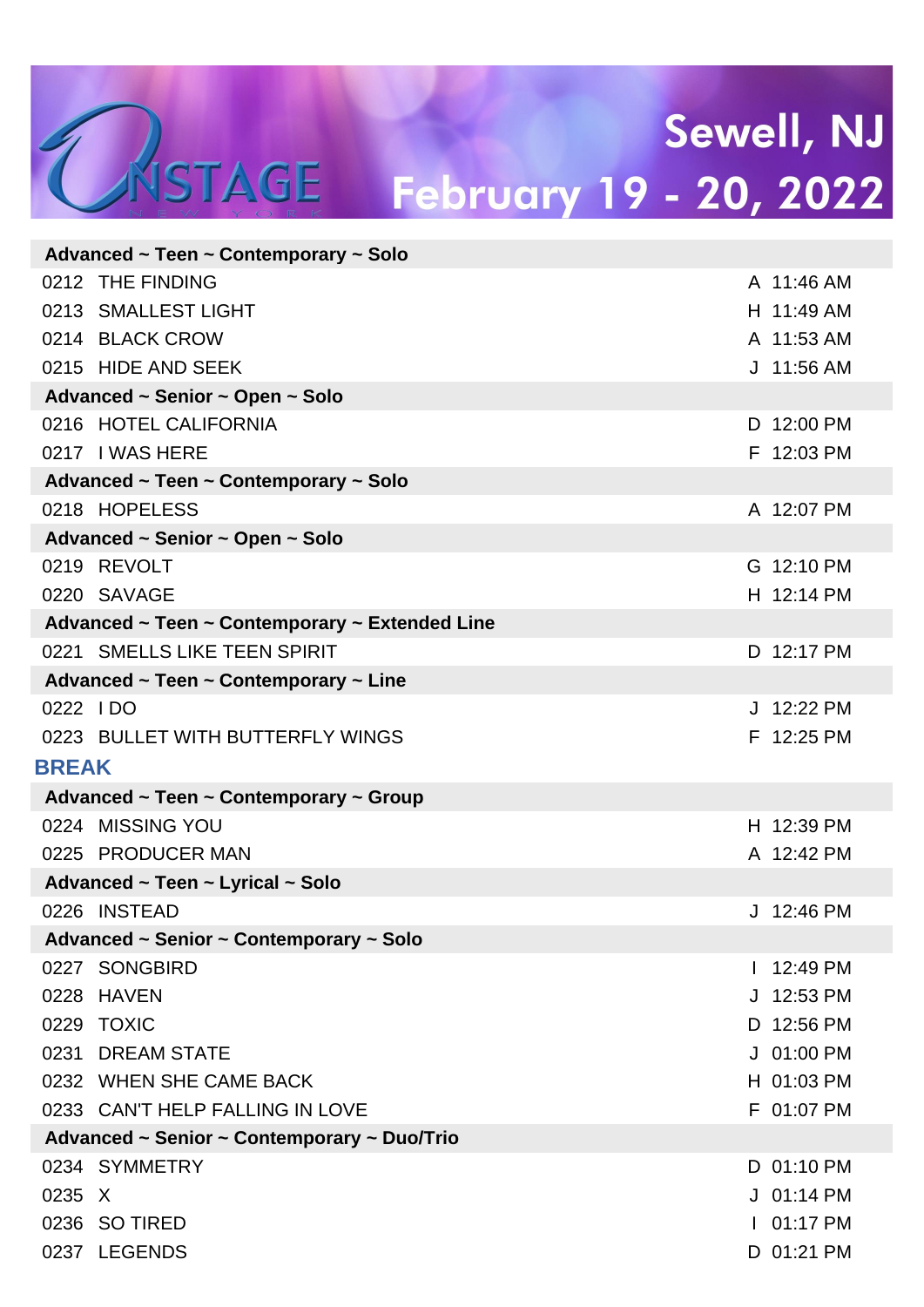OnStage New York — Sewell, NJ — February 19 - 20, 2022

**Advanced ~ Teen ~ Contemporary ~ Solo**

| | | | |
|---|---|---|---|
| 0212 | THE FINDING | A | 11:46 AM |
| 0213 | SMALLEST LIGHT | H | 11:49 AM |
| 0214 | BLACK CROW | A | 11:53 AM |
| 0215 | HIDE AND SEEK | J | 11:56 AM |

**Advanced ~ Senior ~ Open ~ Solo**

| | | | |
|---|---|---|---|
| 0216 | HOTEL CALIFORNIA | D | 12:00 PM |
| 0217 | I WAS HERE | F | 12:03 PM |

**Advanced ~ Teen ~ Contemporary ~ Solo**

| | | | |
|---|---|---|---|
| 0218 | HOPELESS | A | 12:07 PM |

**Advanced ~ Senior ~ Open ~ Solo**

| | | | |
|---|---|---|---|
| 0219 | REVOLT | G | 12:10 PM |
| 0220 | SAVAGE | H | 12:14 PM |

**Advanced ~ Teen ~ Contemporary ~ Extended Line**

| | | | |
|---|---|---|---|
| 0221 | SMELLS LIKE TEEN SPIRIT | D | 12:17 PM |

**Advanced ~ Teen ~ Contemporary ~ Line**

| | | | |
|---|---|---|---|
| 0222 | I DO | J | 12:22 PM |
| 0223 | BULLET WITH BUTTERFLY WINGS | F | 12:25 PM |

**BREAK**

**Advanced ~ Teen ~ Contemporary ~ Group**

| | | | |
|---|---|---|---|
| 0224 | MISSING YOU | H | 12:39 PM |
| 0225 | PRODUCER MAN | A | 12:42 PM |

**Advanced ~ Teen ~ Lyrical ~ Solo**

| | | | |
|---|---|---|---|
| 0226 | INSTEAD | J | 12:46 PM |

**Advanced ~ Senior ~ Contemporary ~ Solo**

| | | | |
|---|---|---|---|
| 0227 | SONGBIRD | I | 12:49 PM |
| 0228 | HAVEN | J | 12:53 PM |
| 0229 | TOXIC | D | 12:56 PM |
| 0231 | DREAM STATE | J | 01:00 PM |
| 0232 | WHEN SHE CAME BACK | H | 01:03 PM |
| 0233 | CAN'T HELP FALLING IN LOVE | F | 01:07 PM |

**Advanced ~ Senior ~ Contemporary ~ Duo/Trio**

| | | | |
|---|---|---|---|
| 0234 | SYMMETRY | D | 01:10 PM |
| 0235 | X | J | 01:14 PM |
| 0236 | SO TIRED | I | 01:17 PM |
| 0237 | LEGENDS | D | 01:21 PM |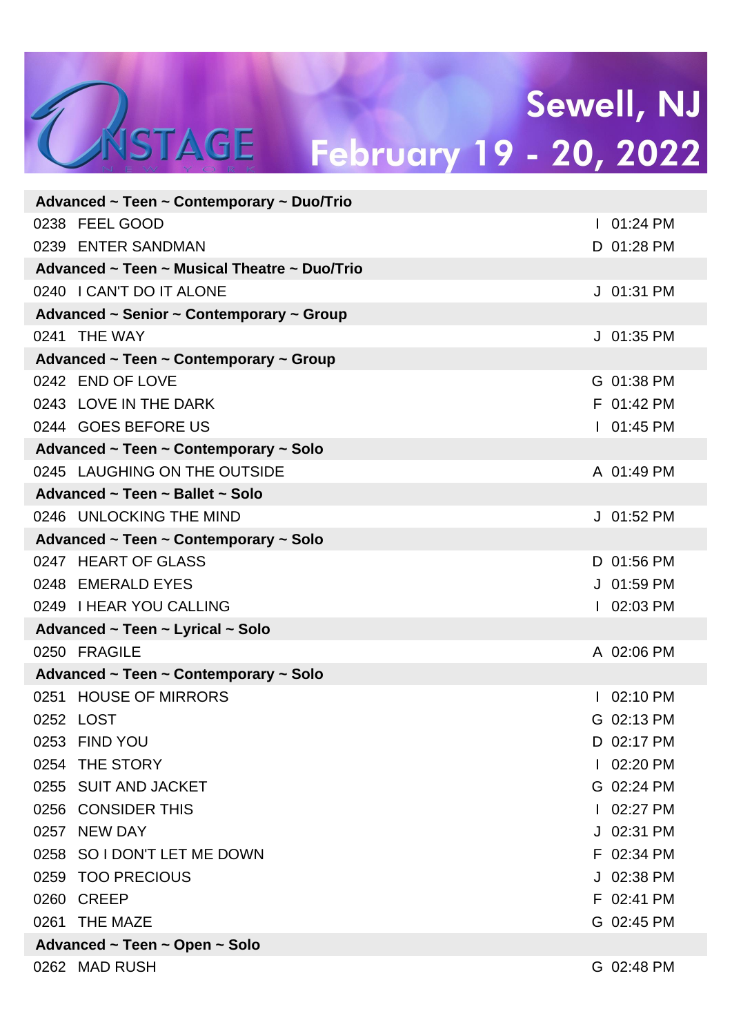# Sewell, NJ

## February 19 - 20, 2022

| | | |
|---|---|---|
| **Advanced ~ Teen ~ Contemporary ~ Duo/Trio** | | |
| 0238 | FEEL GOOD | I 01:24 PM |
| 0239 | ENTER SANDMAN | D 01:28 PM |
| **Advanced ~ Teen ~ Musical Theatre ~ Duo/Trio** | | |
| 0240 | I CAN'T DO IT ALONE | J 01:31 PM |
| **Advanced ~ Senior ~ Contemporary ~ Group** | | |
| 0241 | THE WAY | J 01:35 PM |
| **Advanced ~ Teen ~ Contemporary ~ Group** | | |
| 0242 | END OF LOVE | G 01:38 PM |
| 0243 | LOVE IN THE DARK | F 01:42 PM |
| 0244 | GOES BEFORE US | I 01:45 PM |
| **Advanced ~ Teen ~ Contemporary ~ Solo** | | |
| 0245 | LAUGHING ON THE OUTSIDE | A 01:49 PM |
| **Advanced ~ Teen ~ Ballet ~ Solo** | | |
| 0246 | UNLOCKING THE MIND | J 01:52 PM |
| **Advanced ~ Teen ~ Contemporary ~ Solo** | | |
| 0247 | HEART OF GLASS | D 01:56 PM |
| 0248 | EMERALD EYES | J 01:59 PM |
| 0249 | I HEAR YOU CALLING | I 02:03 PM |
| **Advanced ~ Teen ~ Lyrical ~ Solo** | | |
| 0250 | FRAGILE | A 02:06 PM |
| **Advanced ~ Teen ~ Contemporary ~ Solo** | | |
| 0251 | HOUSE OF MIRRORS | I 02:10 PM |
| 0252 | LOST | G 02:13 PM |
| 0253 | FIND YOU | D 02:17 PM |
| 0254 | THE STORY | I 02:20 PM |
| 0255 | SUIT AND JACKET | G 02:24 PM |
| 0256 | CONSIDER THIS | I 02:27 PM |
| 0257 | NEW DAY | J 02:31 PM |
| 0258 | SO I DON'T LET ME DOWN | F 02:34 PM |
| 0259 | TOO PRECIOUS | J 02:38 PM |
| 0260 | CREEP | F 02:41 PM |
| 0261 | THE MAZE | G 02:45 PM |
| **Advanced ~ Teen ~ Open ~ Solo** | | |
| 0262 | MAD RUSH | G 02:48 PM |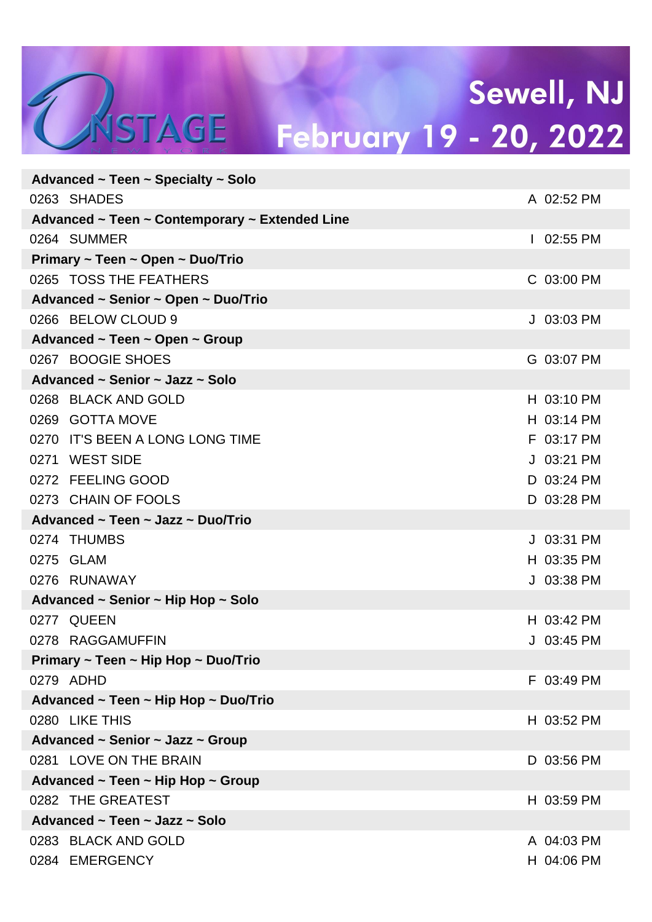# OnStage New York

## Sewell, NJ
## February 19 - 20, 2022

| Entry | Routine | | Time |
|---|---|---|---|
| **Advanced ~ Teen ~ Specialty ~ Solo** | | | |
| 0263 | SHADES | A | 02:52 PM |
| **Advanced ~ Teen ~ Contemporary ~ Extended Line** | | | |
| 0264 | SUMMER | I | 02:55 PM |
| **Primary ~ Teen ~ Open ~ Duo/Trio** | | | |
| 0265 | TOSS THE FEATHERS | C | 03:00 PM |
| **Advanced ~ Senior ~ Open ~ Duo/Trio** | | | |
| 0266 | BELOW CLOUD 9 | J | 03:03 PM |
| **Advanced ~ Teen ~ Open ~ Group** | | | |
| 0267 | BOOGIE SHOES | G | 03:07 PM |
| **Advanced ~ Senior ~ Jazz ~ Solo** | | | |
| 0268 | BLACK AND GOLD | H | 03:10 PM |
| 0269 | GOTTA MOVE | H | 03:14 PM |
| 0270 | IT'S BEEN A LONG LONG TIME | F | 03:17 PM |
| 0271 | WEST SIDE | J | 03:21 PM |
| 0272 | FEELING GOOD | D | 03:24 PM |
| 0273 | CHAIN OF FOOLS | D | 03:28 PM |
| **Advanced ~ Teen ~ Jazz ~ Duo/Trio** | | | |
| 0274 | THUMBS | J | 03:31 PM |
| 0275 | GLAM | H | 03:35 PM |
| 0276 | RUNAWAY | J | 03:38 PM |
| **Advanced ~ Senior ~ Hip Hop ~ Solo** | | | |
| 0277 | QUEEN | H | 03:42 PM |
| 0278 | RAGGAMUFFIN | J | 03:45 PM |
| **Primary ~ Teen ~ Hip Hop ~ Duo/Trio** | | | |
| 0279 | ADHD | F | 03:49 PM |
| **Advanced ~ Teen ~ Hip Hop ~ Duo/Trio** | | | |
| 0280 | LIKE THIS | H | 03:52 PM |
| **Advanced ~ Senior ~ Jazz ~ Group** | | | |
| 0281 | LOVE ON THE BRAIN | D | 03:56 PM |
| **Advanced ~ Teen ~ Hip Hop ~ Group** | | | |
| 0282 | THE GREATEST | H | 03:59 PM |
| **Advanced ~ Teen ~ Jazz ~ Solo** | | | |
| 0283 | BLACK AND GOLD | A | 04:03 PM |
| 0284 | EMERGENCY | H | 04:06 PM |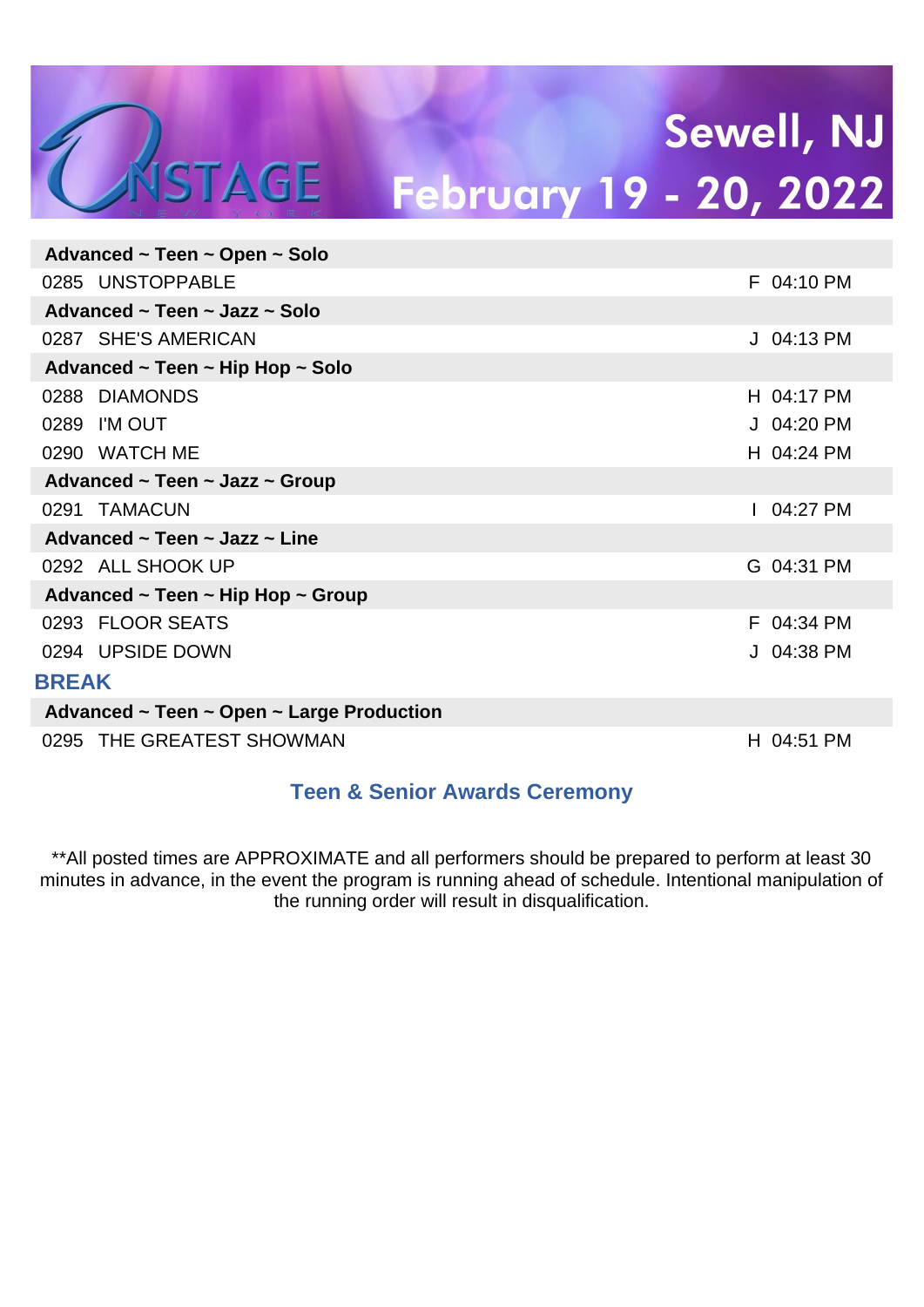ONSTAGE NEW YORK

Sewell, NJ

February 19 - 20, 2022

| | | |
|---|---|---|
| **Advanced ~ Teen ~ Open ~ Solo** | | |
| 0285 | UNSTOPPABLE | F 04:10 PM |
| **Advanced ~ Teen ~ Jazz ~ Solo** | | |
| 0287 | SHE'S AMERICAN | J 04:13 PM |
| **Advanced ~ Teen ~ Hip Hop ~ Solo** | | |
| 0288 | DIAMONDS | H 04:17 PM |
| 0289 | I'M OUT | J 04:20 PM |
| 0290 | WATCH ME | H 04:24 PM |
| **Advanced ~ Teen ~ Jazz ~ Group** | | |
| 0291 | TAMACUN | I 04:27 PM |
| **Advanced ~ Teen ~ Jazz ~ Line** | | |
| 0292 | ALL SHOOK UP | G 04:31 PM |
| **Advanced ~ Teen ~ Hip Hop ~ Group** | | |
| 0293 | FLOOR SEATS | F 04:34 PM |
| 0294 | UPSIDE DOWN | J 04:38 PM |
| **BREAK** | | |
| **Advanced ~ Teen ~ Open ~ Large Production** | | |
| 0295 | THE GREATEST SHOWMAN | H 04:51 PM |

**Teen & Senior Awards Ceremony**

**All posted times are APPROXIMATE and all performers should be prepared to perform at least 30 minutes in advance, in the event the program is running ahead of schedule. Intentional manipulation of the running order will result in disqualification.